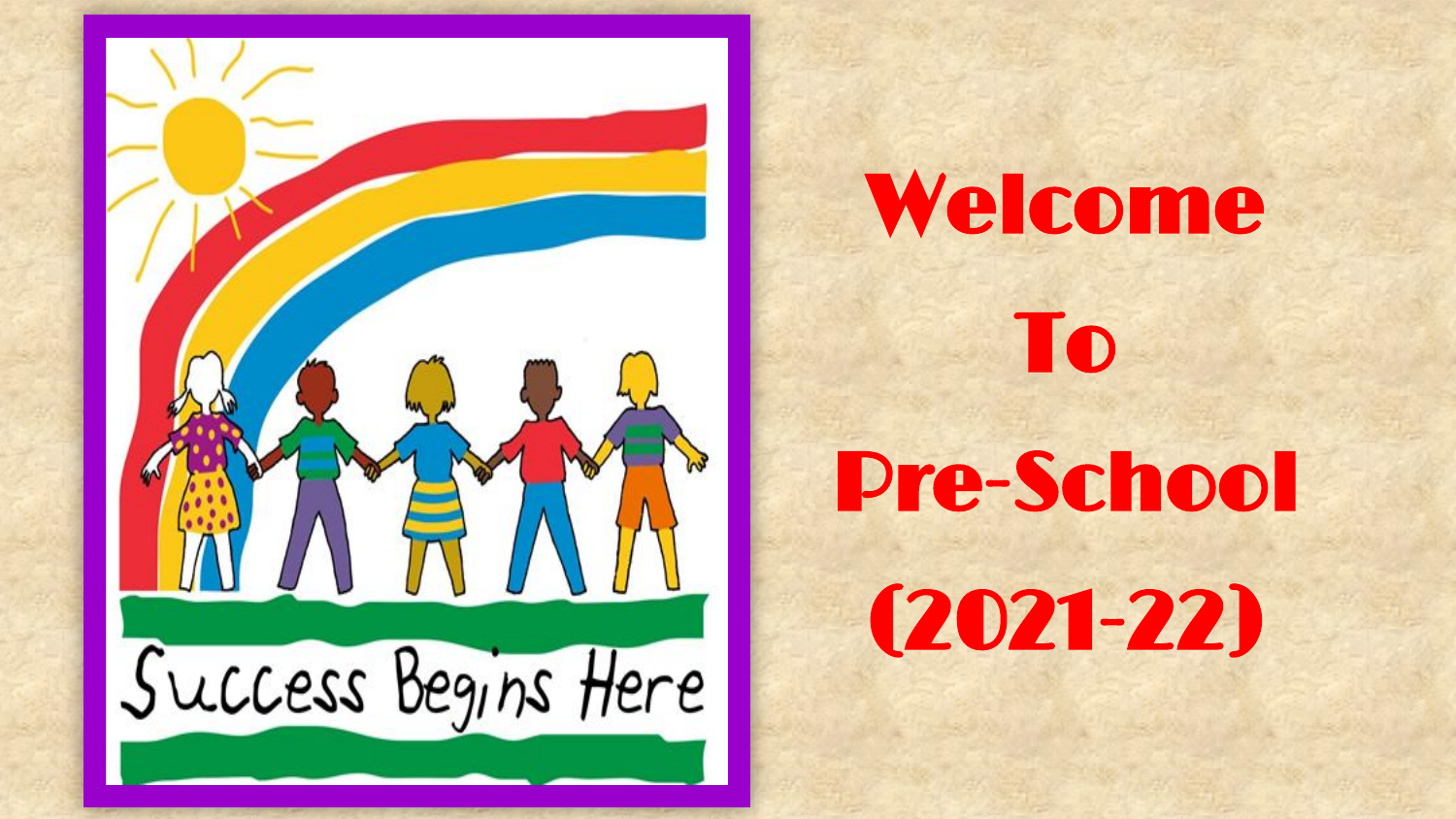Success Begins Here

# Welcome To Pre-School (2021-22)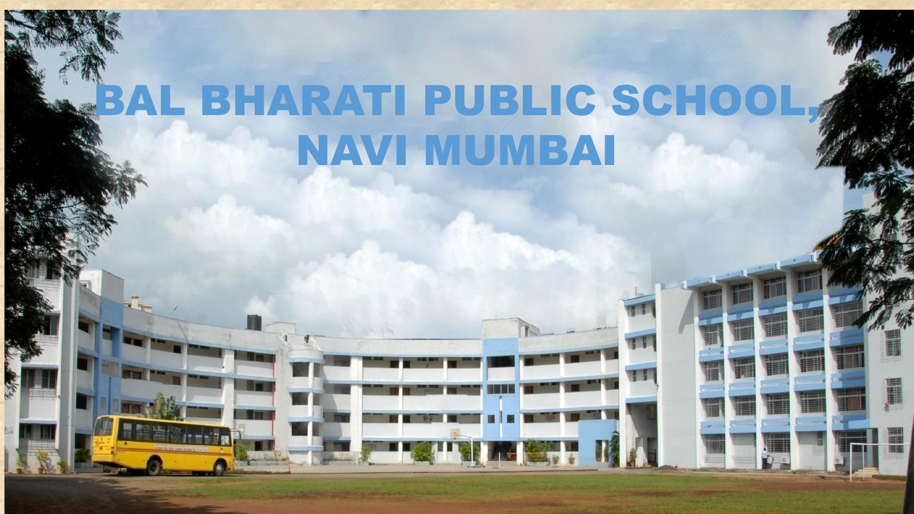# BAL BHARATI PUBLIC SCHOOL, NAVI MUMBAI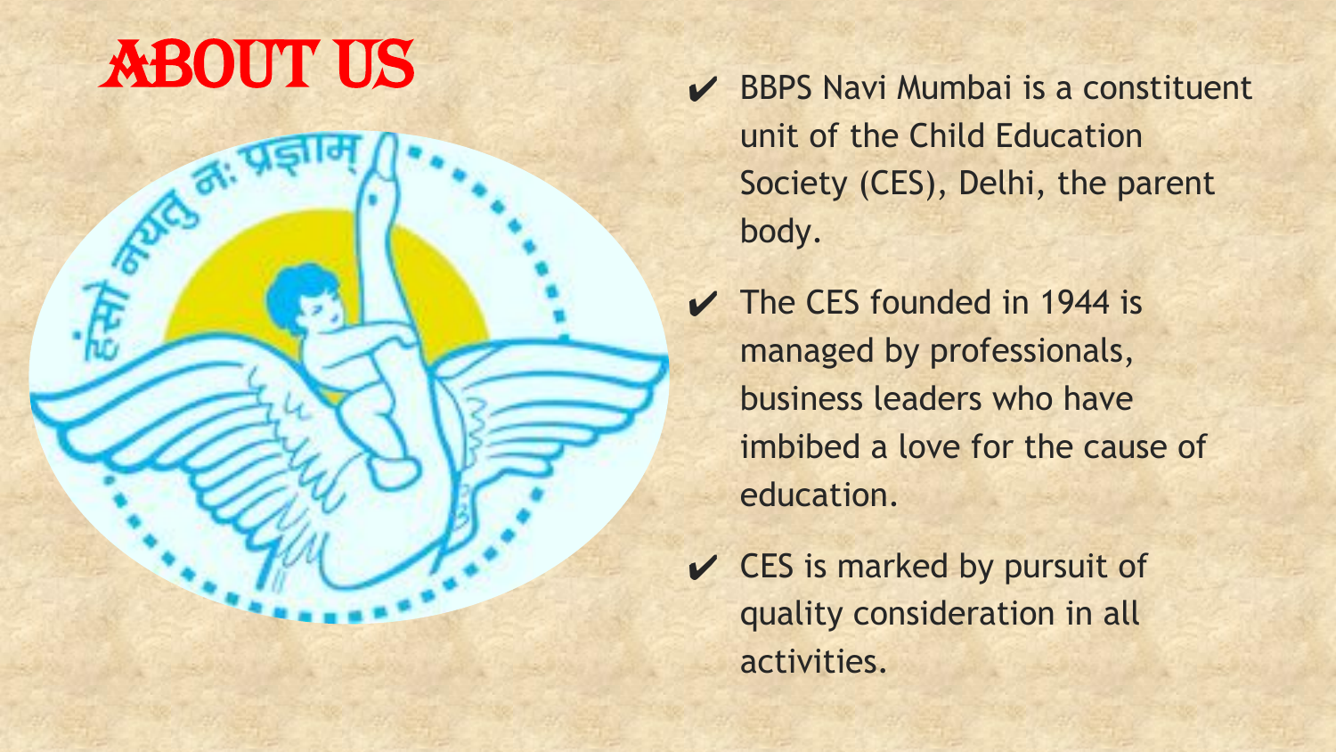# ABOUT US

- BBPS Navi Mumbai is a constituent unit of the Child Education Society (CES), Delhi, the parent body.
- The CES founded in 1944 is managed by professionals, business leaders who have imbibed a love for the cause of education.
- CES is marked by pursuit of quality consideration in all activities.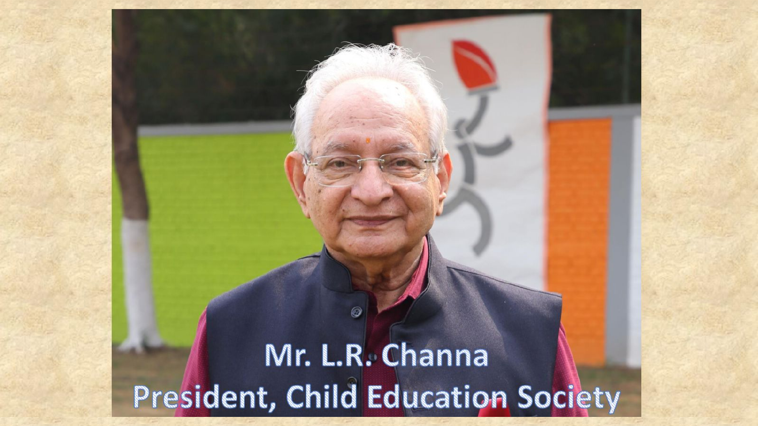Mr. L.R. Channa
President, Child Education Society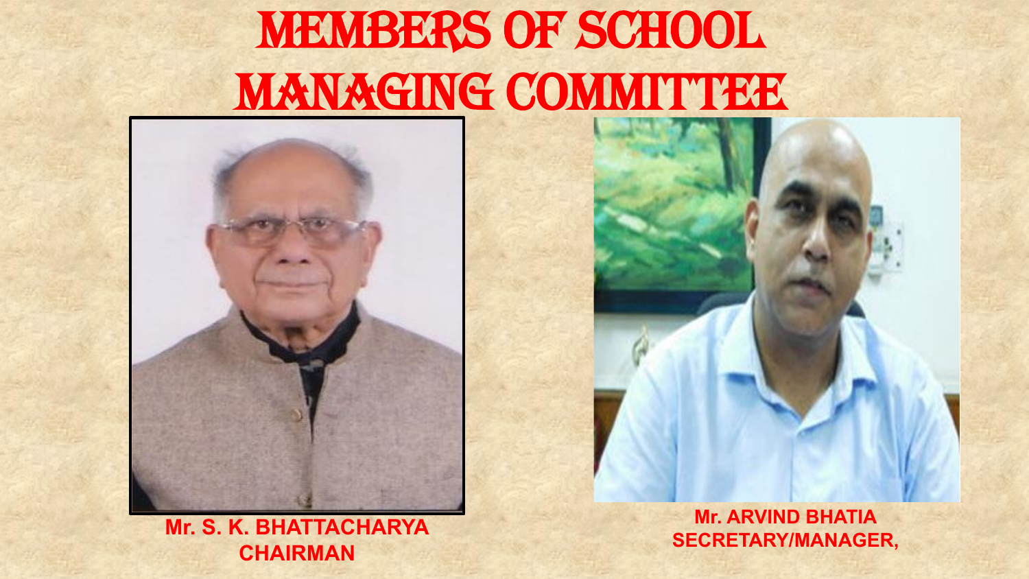# MEMBERS OF SCHOOL MANAGING COMMITTEE

**Mr. S. K. BHATTACHARYA**
**CHAIRMAN**

**Mr. ARVIND BHATIA**
**SECRETARY/MANAGER,**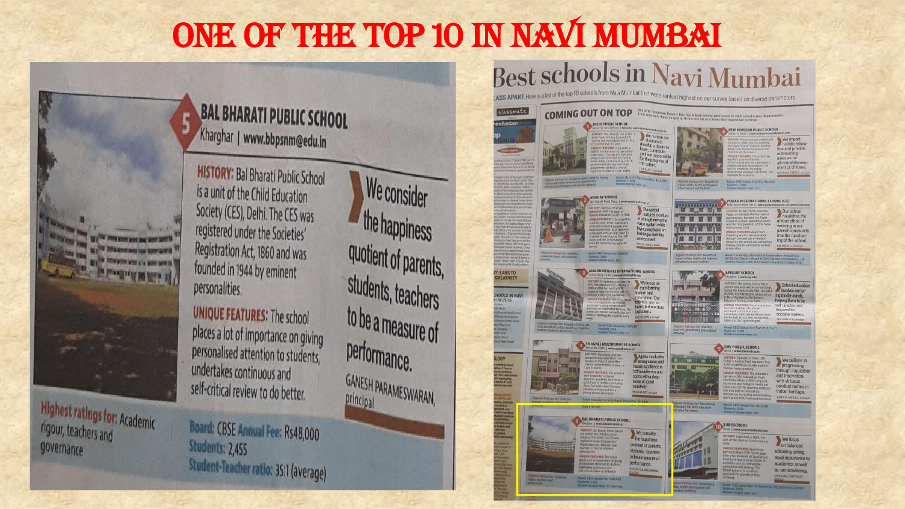# ONE OF THE TOP 10 IN NAVI MUMBAI

## 5 BAL BHARATI PUBLIC SCHOOL

Kharghar | www.bbpsnm@edu.in

**HISTORY:** Bal Bharati Public School is a unit of the Child Education Society (CES), Delhi. The CES was registered under the Societies' Registration Act, 1860 and was founded in 1944 by eminent personalities.

**UNIQUE FEATURES:** The school places a lot of importance on giving personalised attention to students, undertakes continuous and self-critical review to do better.

> We consider the happiness quotient of parents, students, teachers to be a measure of performance.
>
> GANESH PARAMESWARAN, principal

**Highest ratings for:** Academic rigour, teachers and governance

**Board:** CBSE **Annual Fee:** Rs48,000

**Students:** 2,455

**Student-Teacher ratio:** 35:1 (average)

## Best schools in Navi Mumbai

CLASS APART Here is a list of the top 10 schools from Navi Mumbai that were ranked highest on our survey based on diverse parameters

### COMING OUT ON TOP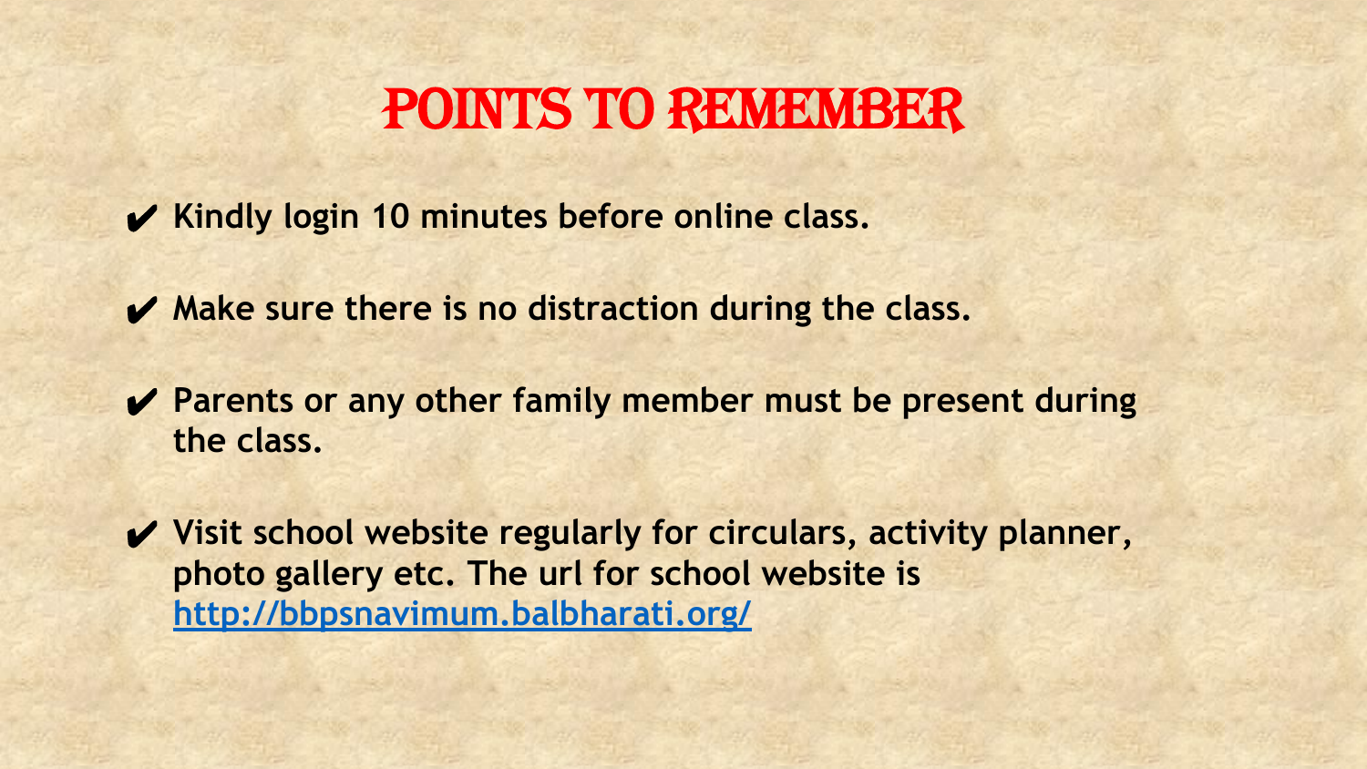# POINTS TO REMEMBER

- ✔ **Kindly login 10 minutes before online class.**
- ✔ **Make sure there is no distraction during the class.**
- ✔ **Parents or any other family member must be present during the class.**
- ✔ **Visit school website regularly for circulars, activity planner, photo gallery etc. The url for school website is [http://bbpsnavimum.balbharati.org/](http://bbpsnavimum.balbharati.org/)**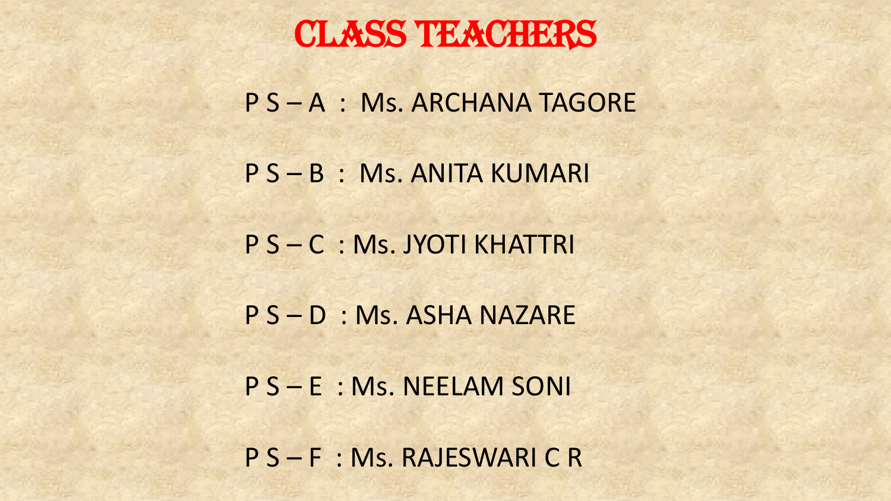# CLASS TEACHERS

P S – A : Ms. ARCHANA TAGORE

P S – B : Ms. ANITA KUMARI

P S – C : Ms. JYOTI KHATTRI

P S – D : Ms. ASHA NAZARE

P S – E : Ms. NEELAM SONI

P S – F : Ms. RAJESWARI C R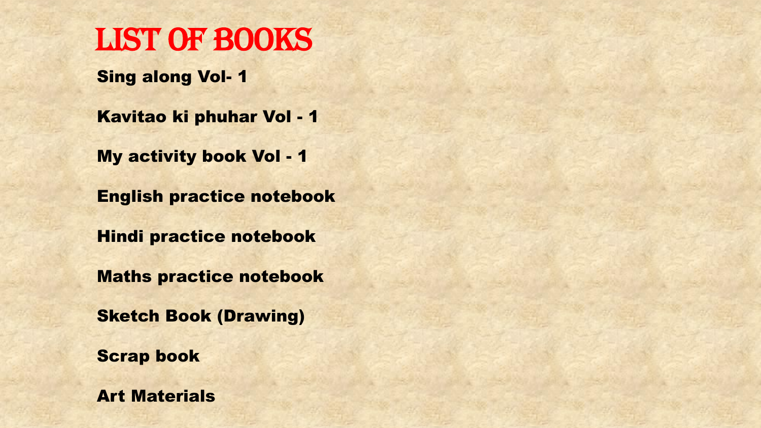# LIST OF BOOKS

**Sing along Vol- 1**

**Kavitao ki phuhar Vol - 1**

**My activity book Vol - 1**

**English practice notebook**

**Hindi practice notebook**

**Maths practice notebook**

**Sketch Book (Drawing)**

**Scrap book**

**Art Materials**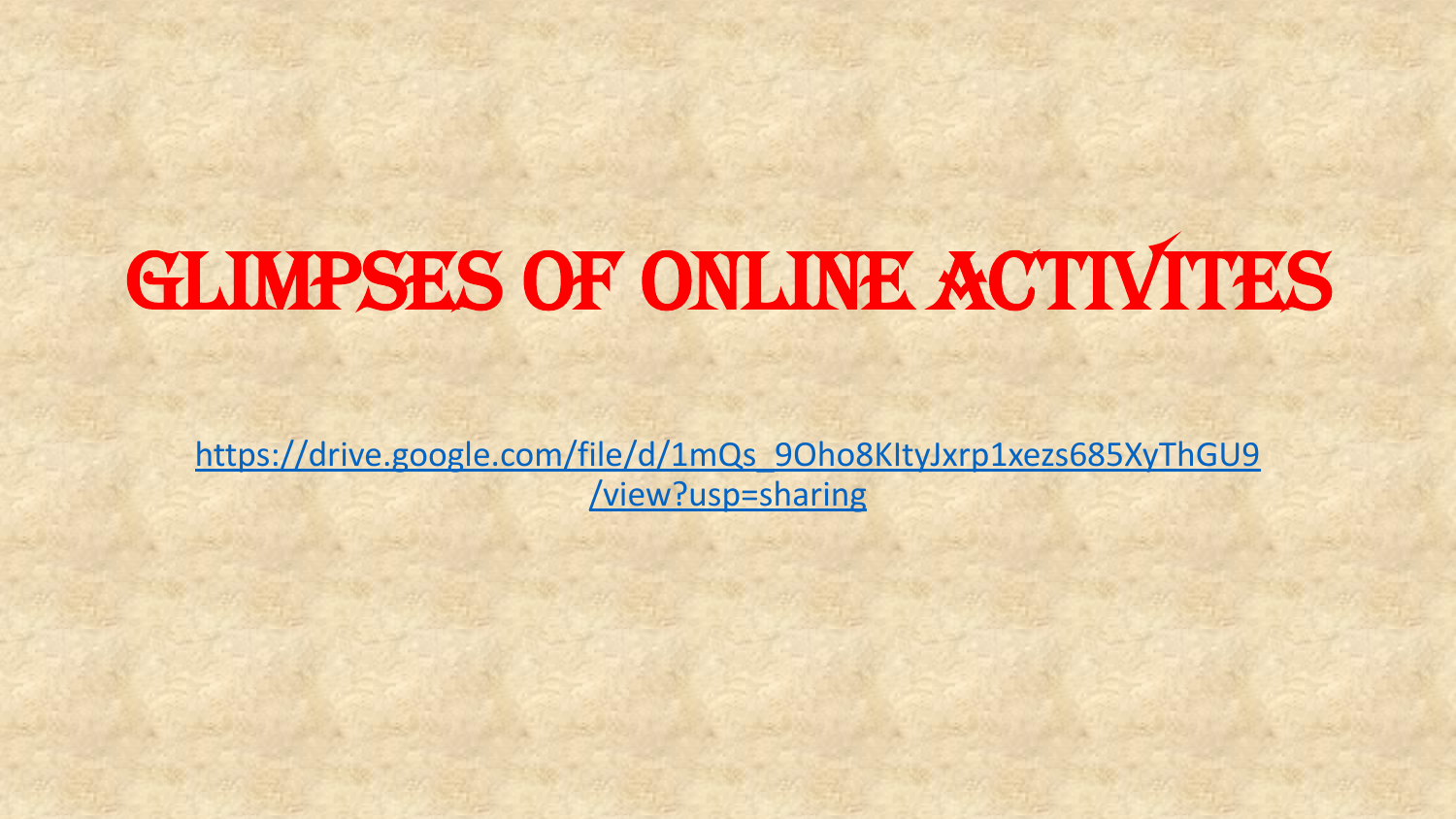# GLIMPSES OF ONLINE ACTIVITES

https://drive.google.com/file/d/1mQs_9Oho8KItyJxrp1xezs685XyThGU9/view?usp=sharing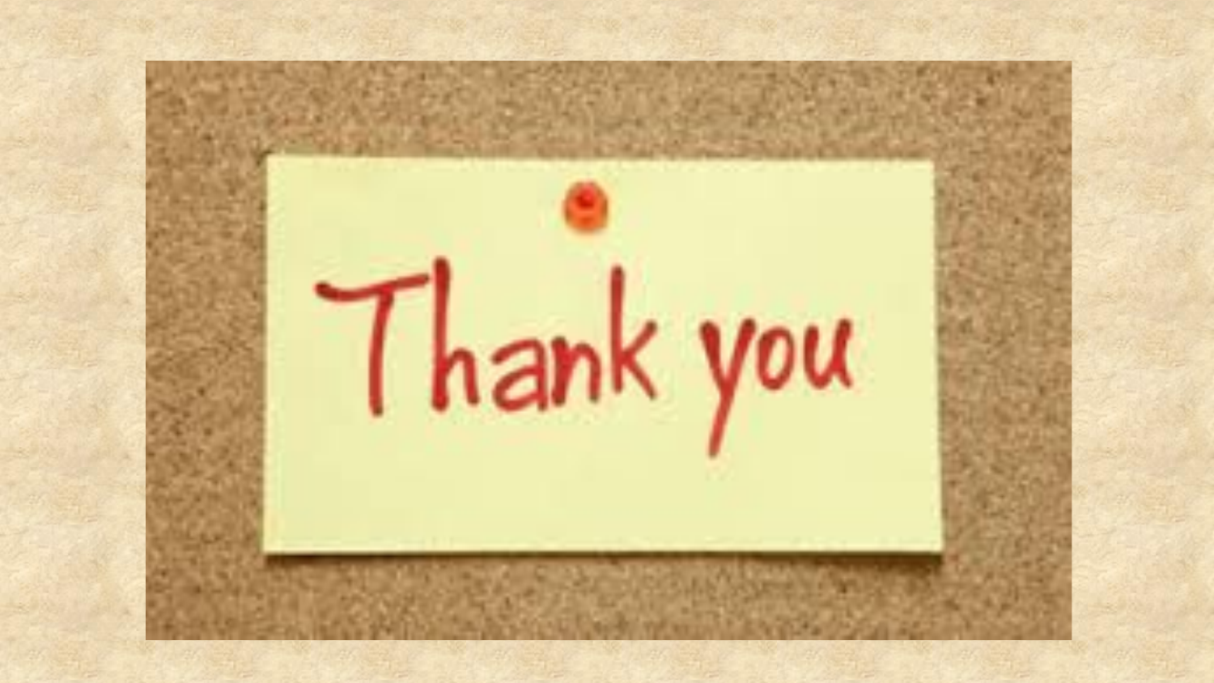Thank you